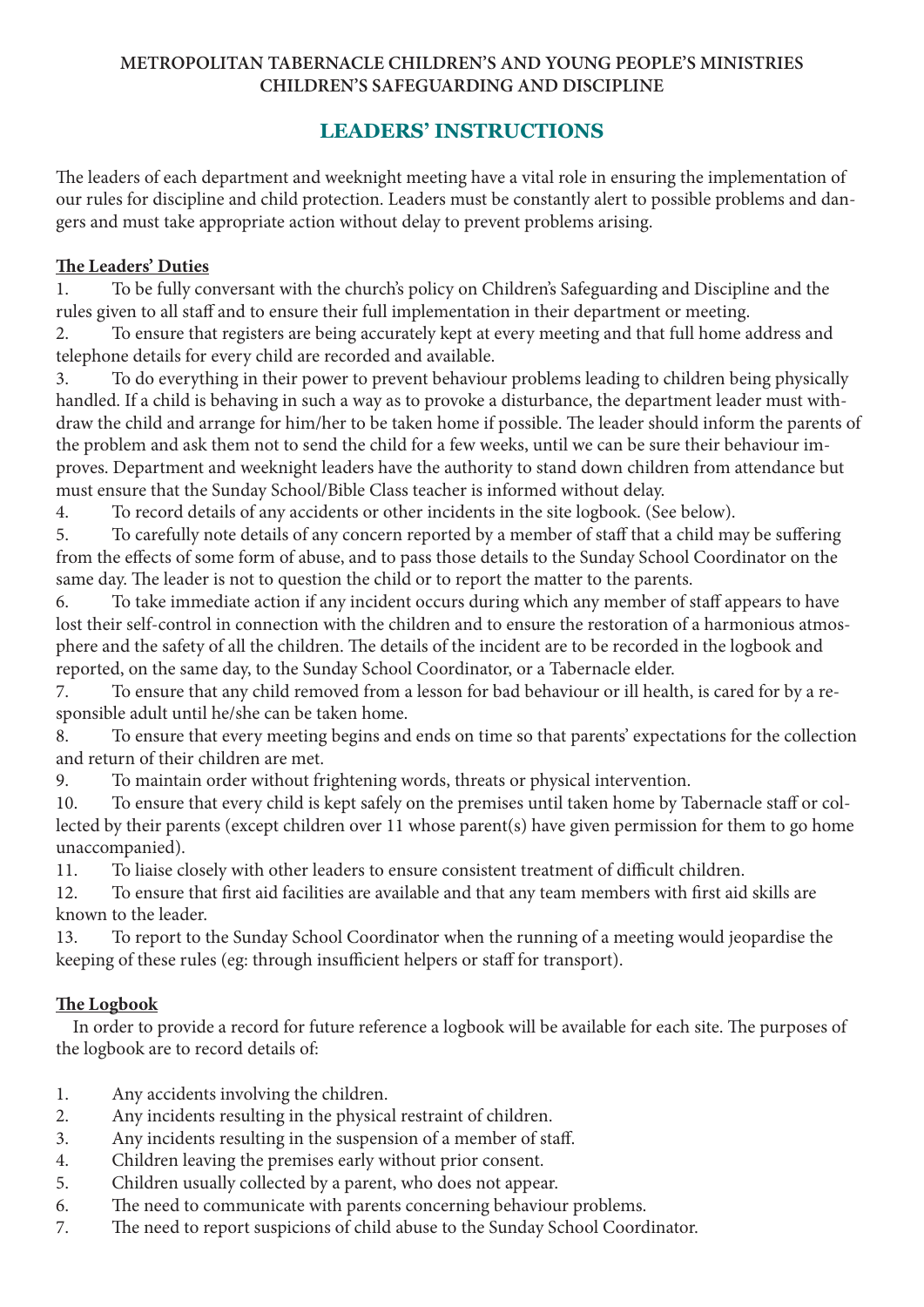**METROPOLITAN TABERNACLE CHILDREN'S AND YOUNG PEOPLE'S MINISTRIES**
**CHILDREN'S SAFEGUARDING AND DISCIPLINE**

# LEADERS' INSTRUCTIONS

The leaders of each department and weeknight meeting have a vital role in ensuring the implementation of our rules for discipline and child protection. Leaders must be constantly alert to possible problems and dangers and must take appropriate action without delay to prevent problems arising.

## The Leaders' Duties

1. To be fully conversant with the church's policy on Children's Safeguarding and Discipline and the rules given to all staff and to ensure their full implementation in their department or meeting.
2. To ensure that registers are being accurately kept at every meeting and that full home address and telephone details for every child are recorded and available.
3. To do everything in their power to prevent behaviour problems leading to children being physically handled. If a child is behaving in such a way as to provoke a disturbance, the department leader must withdraw the child and arrange for him/her to be taken home if possible. The leader should inform the parents of the problem and ask them not to send the child for a few weeks, until we can be sure their behaviour improves. Department and weeknight leaders have the authority to stand down children from attendance but must ensure that the Sunday School/Bible Class teacher is informed without delay.
4. To record details of any accidents or other incidents in the site logbook. (See below).
5. To carefully note details of any concern reported by a member of staff that a child may be suffering from the effects of some form of abuse, and to pass those details to the Sunday School Coordinator on the same day. The leader is not to question the child or to report the matter to the parents.
6. To take immediate action if any incident occurs during which any member of staff appears to have lost their self-control in connection with the children and to ensure the restoration of a harmonious atmosphere and the safety of all the children. The details of the incident are to be recorded in the logbook and reported, on the same day, to the Sunday School Coordinator, or a Tabernacle elder.
7. To ensure that any child removed from a lesson for bad behaviour or ill health, is cared for by a responsible adult until he/she can be taken home.
8. To ensure that every meeting begins and ends on time so that parents' expectations for the collection and return of their children are met.
9. To maintain order without frightening words, threats or physical intervention.
10. To ensure that every child is kept safely on the premises until taken home by Tabernacle staff or collected by their parents (except children over 11 whose parent(s) have given permission for them to go home unaccompanied).
11. To liaise closely with other leaders to ensure consistent treatment of difficult children.
12. To ensure that first aid facilities are available and that any team members with first aid skills are known to the leader.
13. To report to the Sunday School Coordinator when the running of a meeting would jeopardise the keeping of these rules (eg: through insufficient helpers or staff for transport).

## The Logbook

In order to provide a record for future reference a logbook will be available for each site. The purposes of the logbook are to record details of:

1. Any accidents involving the children.
2. Any incidents resulting in the physical restraint of children.
3. Any incidents resulting in the suspension of a member of staff.
4. Children leaving the premises early without prior consent.
5. Children usually collected by a parent, who does not appear.
6. The need to communicate with parents concerning behaviour problems.
7. The need to report suspicions of child abuse to the Sunday School Coordinator.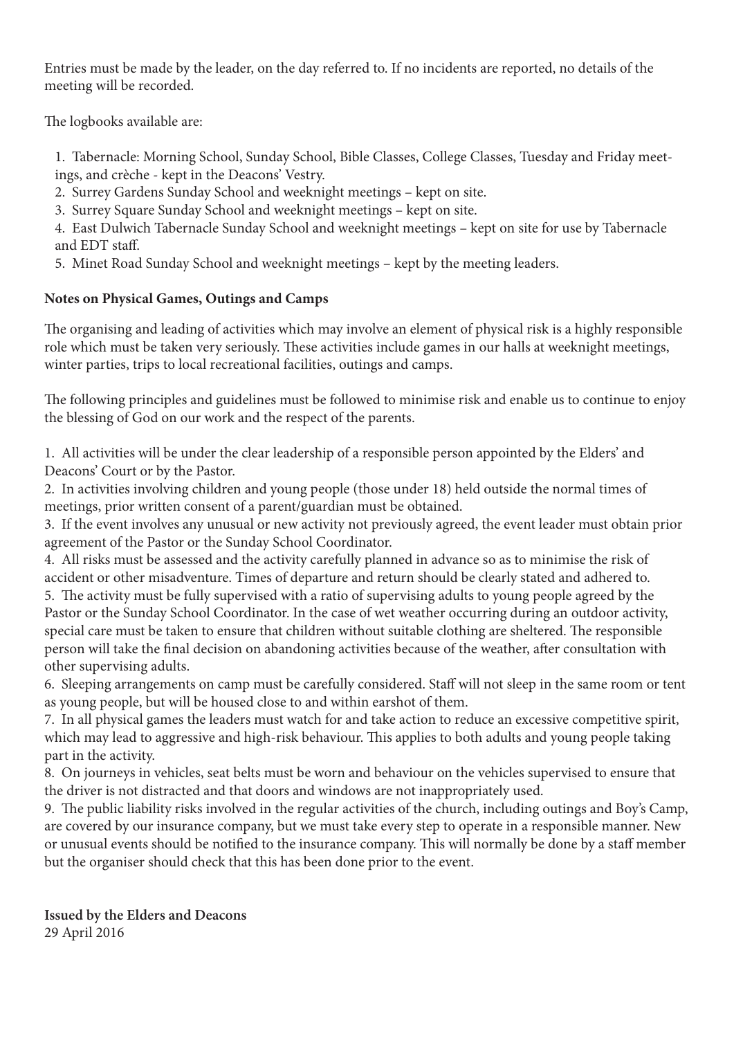Entries must be made by the leader, on the day referred to. If no incidents are reported, no details of the meeting will be recorded.

The logbooks available are:

1. Tabernacle: Morning School, Sunday School, Bible Classes, College Classes, Tuesday and Friday meetings, and crèche - kept in the Deacons' Vestry.
2. Surrey Gardens Sunday School and weeknight meetings – kept on site.
3. Surrey Square Sunday School and weeknight meetings – kept on site.
4. East Dulwich Tabernacle Sunday School and weeknight meetings – kept on site for use by Tabernacle and EDT staff.
5. Minet Road Sunday School and weeknight meetings – kept by the meeting leaders.

**Notes on Physical Games, Outings and Camps**

The organising and leading of activities which may involve an element of physical risk is a highly responsible role which must be taken very seriously. These activities include games in our halls at weeknight meetings, winter parties, trips to local recreational facilities, outings and camps.

The following principles and guidelines must be followed to minimise risk and enable us to continue to enjoy the blessing of God on our work and the respect of the parents.

1. All activities will be under the clear leadership of a responsible person appointed by the Elders' and Deacons' Court or by the Pastor.
2. In activities involving children and young people (those under 18) held outside the normal times of meetings, prior written consent of a parent/guardian must be obtained.
3. If the event involves any unusual or new activity not previously agreed, the event leader must obtain prior agreement of the Pastor or the Sunday School Coordinator.
4. All risks must be assessed and the activity carefully planned in advance so as to minimise the risk of accident or other misadventure. Times of departure and return should be clearly stated and adhered to.
5. The activity must be fully supervised with a ratio of supervising adults to young people agreed by the Pastor or the Sunday School Coordinator. In the case of wet weather occurring during an outdoor activity, special care must be taken to ensure that children without suitable clothing are sheltered. The responsible person will take the final decision on abandoning activities because of the weather, after consultation with other supervising adults.
6. Sleeping arrangements on camp must be carefully considered. Staff will not sleep in the same room or tent as young people, but will be housed close to and within earshot of them.
7. In all physical games the leaders must watch for and take action to reduce an excessive competitive spirit, which may lead to aggressive and high-risk behaviour. This applies to both adults and young people taking part in the activity.
8. On journeys in vehicles, seat belts must be worn and behaviour on the vehicles supervised to ensure that the driver is not distracted and that doors and windows are not inappropriately used.
9. The public liability risks involved in the regular activities of the church, including outings and Boy's Camp, are covered by our insurance company, but we must take every step to operate in a responsible manner. New or unusual events should be notified to the insurance company. This will normally be done by a staff member but the organiser should check that this has been done prior to the event.

**Issued by the Elders and Deacons**
29 April 2016